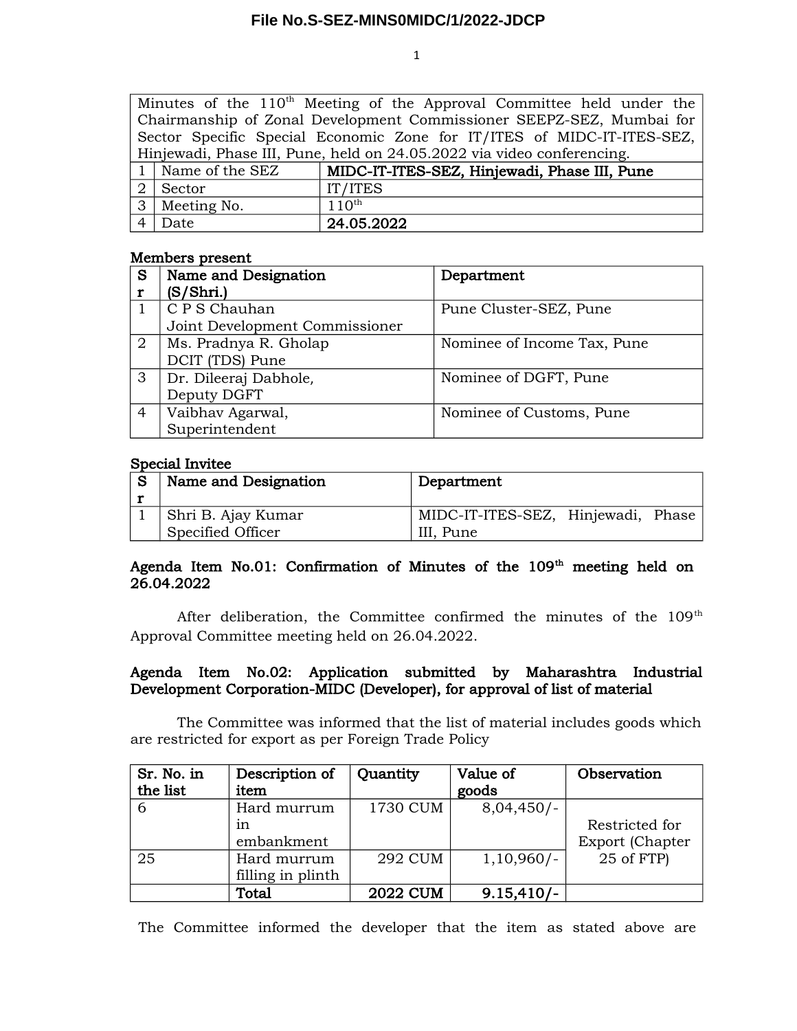File No.S-SEZ-MINS0MIDC/1/2022-JDCP

| Minutes of the 110th Meeting of the Approval Committee held under the Chairmanship of Zonal Development Commissioner SEEPZ-SEZ, Mumbai for Sector Specific Special Economic Zone for IT/ITES of MIDC-IT-ITES-SEZ, Hinjewadi, Phase III, Pune, held on 24.05.2022 via video conferencing. | | |
|---|---|---|
| 1 | Name of the SEZ | **MIDC-IT-ITES-SEZ, Hinjewadi, Phase III, Pune** |
| 2 | Sector | IT/ITES |
| 3 | Meeting No. | 110th |
| 4 | Date | **24.05.2022** |

**Members present**

| Sr | Name and Designation (S/Shri.) | Department |
|---|---|---|
| 1 | C P S Chauhan<br>Joint Development Commissioner | Pune Cluster-SEZ, Pune |
| 2 | Ms. Pradnya R. Gholap<br>DCIT (TDS) Pune | Nominee of Income Tax, Pune |
| 3 | Dr. Dileeraj Dabhole,<br>Deputy DGFT | Nominee of DGFT, Pune |
| 4 | Vaibhav Agarwal,<br>Superintendent | Nominee of Customs, Pune |

**Special Invitee**

| Sr | Name and Designation | Department |
|---|---|---|
| 1 | Shri B. Ajay Kumar<br>Specified Officer | MIDC-IT-ITES-SEZ, Hinjewadi, Phase III, Pune |

**Agenda Item No.01: Confirmation of Minutes of the 109th meeting held on 26.04.2022**

After deliberation, the Committee confirmed the minutes of the 109th Approval Committee meeting held on 26.04.2022.

**Agenda Item No.02: Application submitted by Maharashtra Industrial Development Corporation-MIDC (Developer), for approval of list of material**

The Committee was informed that the list of material includes goods which are restricted for export as per Foreign Trade Policy

| Sr. No. in the list | Description of item | Quantity | Value of goods | Observation |
|---|---|---|---|---|
| 6 | Hard murrum in embankment | 1730 CUM | 8,04,450/- | Restricted for Export (Chapter 25 of FTP) |
| 25 | Hard murrum filling in plinth | 292 CUM | 1,10,960/- | |
| | **Total** | **2022 CUM** | **9.15,410/-** | |

The Committee informed the developer that the item as stated above are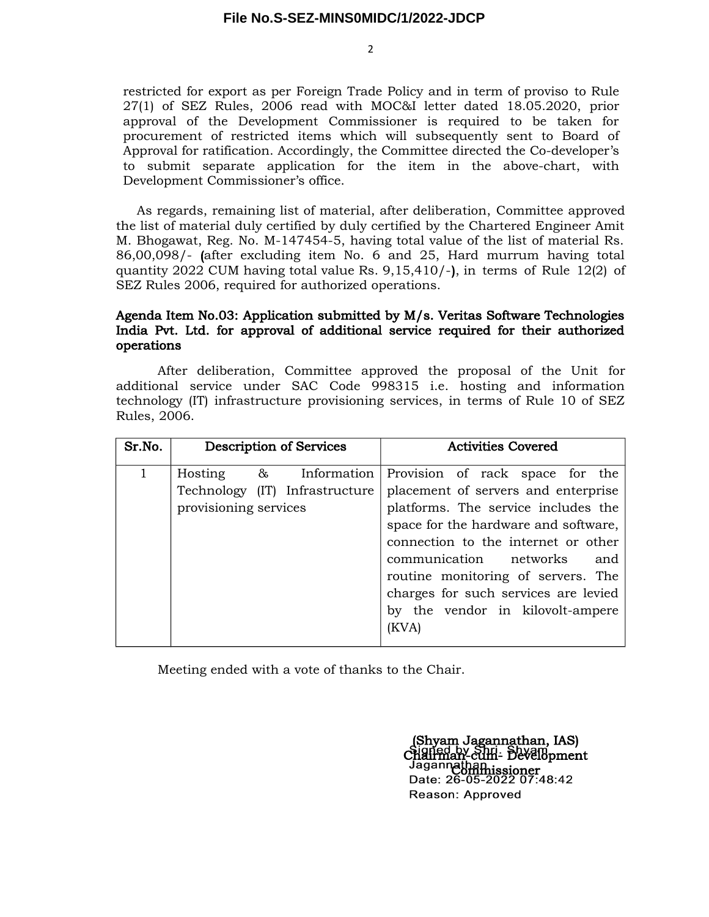restricted for export as per Foreign Trade Policy and in term of proviso to Rule 27(1) of SEZ Rules, 2006 read with MOC&I letter dated 18.05.2020, prior approval of the Development Commissioner is required to be taken for procurement of restricted items which will subsequently sent to Board of Approval for ratification. Accordingly, the Committee directed the Co-developer's to submit separate application for the item in the above-chart, with Development Commissioner's office.

As regards, remaining list of material, after deliberation, Committee approved the list of material duly certified by duly certified by the Chartered Engineer Amit M. Bhogawat, Reg. No. M-147454-5, having total value of the list of material Rs. 86,00,098/- (after excluding item No. 6 and 25, Hard murrum having total quantity 2022 CUM having total value Rs. 9,15,410/-), in terms of Rule 12(2) of SEZ Rules 2006, required for authorized operations.

**Agenda Item No.03: Application submitted by M/s. Veritas Software Technologies India Pvt. Ltd. for approval of additional service required for their authorized operations**

After deliberation, Committee approved the proposal of the Unit for additional service under SAC Code 998315 i.e. hosting and information technology (IT) infrastructure provisioning services, in terms of Rule 10 of SEZ Rules, 2006.

| Sr.No. | Description of Services | Activities Covered |
|---|---|---|
| 1 | Hosting & Information Technology (IT) Infrastructure provisioning services | Provision of rack space for the placement of servers and enterprise platforms. The service includes the space for the hardware and software, connection to the internet or other communication networks and routine monitoring of servers. The charges for such services are levied by the vendor in kilovolt-ampere (KVA) |

Meeting ended with a vote of thanks to the Chair.

**(Shyam Jagannathan, IAS)**
**Chairman-cum- Development Commissioner**

Signed by Shri. Shyam Jagannathan
Date: 26-05-2022 07:48:42
Reason: Approved